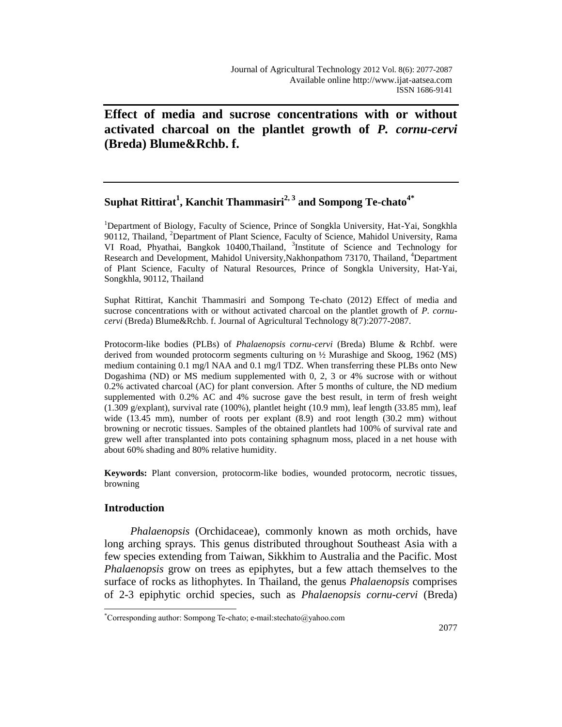# Effect of media and sucrose concentrations with or without activated charcoal on the plantlet growth of *P. cornu-cervi* (Breda) Blume&Rchb. f.

**Suphat Rittirat[1], Kanchit Thammasiri[2, 3] and Sompong Te-chato[4*]**

[1]Department of Biology, Faculty of Science, Prince of Songkla University, Hat-Yai, Songkhla 90112, Thailand, [2]Department of Plant Science, Faculty of Science, Mahidol University, Rama VI Road, Phyathai, Bangkok 10400,Thailand, [3]Institute of Science and Technology for Research and Development, Mahidol University,Nakhonpathom 73170, Thailand, [4]Department of Plant Science, Faculty of Natural Resources, Prince of Songkla University, Hat-Yai, Songkhla, 90112, Thailand

Suphat Rittirat, Kanchit Thammasiri and Sompong Te-chato (2012) Effect of media and sucrose concentrations with or without activated charcoal on the plantlet growth of *P. cornu-cervi* (Breda) Blume&Rchb. f. Journal of Agricultural Technology 8(7):2077-2087.

Protocorm-like bodies (PLBs) of *Phalaenopsis cornu-cervi* (Breda) Blume & Rchbf. were derived from wounded protocorm segments culturing on ½ Murashige and Skoog, 1962 (MS) medium containing 0.1 mg/l NAA and 0.1 mg/l TDZ. When transferring these PLBs onto New Dogashima (ND) or MS medium supplemented with 0, 2, 3 or 4% sucrose with or without 0.2% activated charcoal (AC) for plant conversion. After 5 months of culture, the ND medium supplemented with 0.2% AC and 4% sucrose gave the best result, in term of fresh weight (1.309 g/explant), survival rate (100%), plantlet height (10.9 mm), leaf length (33.85 mm), leaf wide (13.45 mm), number of roots per explant (8.9) and root length (30.2 mm) without browning or necrotic tissues. Samples of the obtained plantlets had 100% of survival rate and grew well after transplanted into pots containing sphagnum moss, placed in a net house with about 60% shading and 80% relative humidity.

**Keywords:** Plant conversion, protocorm-like bodies, wounded protocorm, necrotic tissues, browning

## Introduction

*Phalaenopsis* (Orchidaceae), commonly known as moth orchids, have long arching sprays. This genus distributed throughout Southeast Asia with a few species extending from Taiwan, Sikkhim to Australia and the Pacific. Most *Phalaenopsis* grow on trees as epiphytes, but a few attach themselves to the surface of rocks as lithophytes. In Thailand, the genus *Phalaenopsis* comprises of 2-3 epiphytic orchid species, such as *Phalaenopsis cornu-cervi* (Breda)

*Corresponding author: Sompong Te-chato; e-mail:stechato@yahoo.com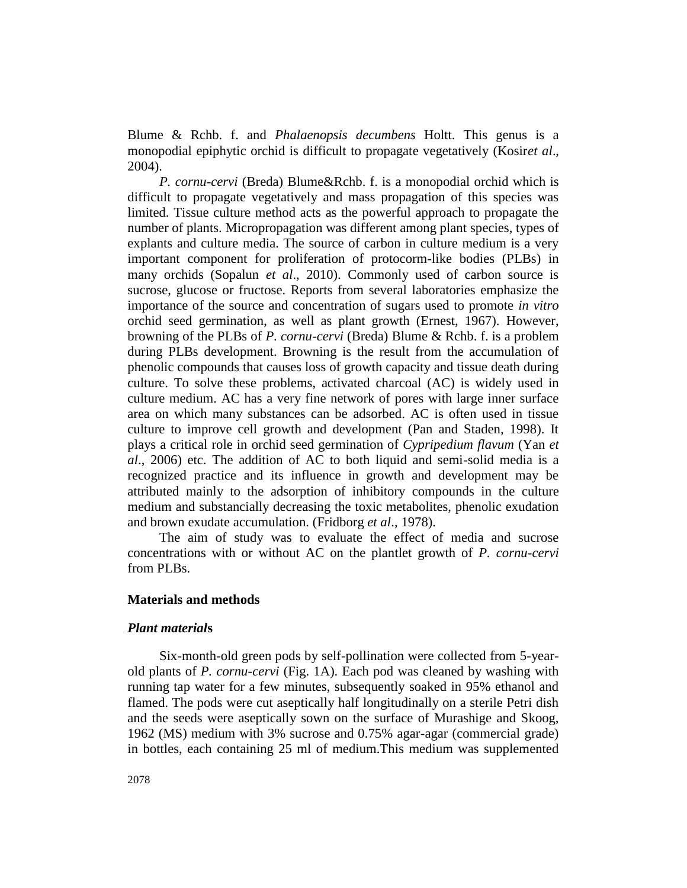Blume & Rchb. f. and *Phalaenopsis decumbens* Holtt. This genus is a monopodial epiphytic orchid is difficult to propagate vegetatively (Kosir*et al*., 2004).

*P. cornu-cervi* (Breda) Blume&Rchb. f. is a monopodial orchid which is difficult to propagate vegetatively and mass propagation of this species was limited. Tissue culture method acts as the powerful approach to propagate the number of plants. Micropropagation was different among plant species, types of explants and culture media. The source of carbon in culture medium is a very important component for proliferation of protocorm-like bodies (PLBs) in many orchids (Sopalun *et al*., 2010). Commonly used of carbon source is sucrose, glucose or fructose. Reports from several laboratories emphasize the importance of the source and concentration of sugars used to promote *in vitro* orchid seed germination, as well as plant growth (Ernest, 1967). However, browning of the PLBs of *P. cornu-cervi* (Breda) Blume & Rchb. f. is a problem during PLBs development. Browning is the result from the accumulation of phenolic compounds that causes loss of growth capacity and tissue death during culture. To solve these problems, activated charcoal (AC) is widely used in culture medium. AC has a very fine network of pores with large inner surface area on which many substances can be adsorbed. AC is often used in tissue culture to improve cell growth and development (Pan and Staden, 1998). It plays a critical role in orchid seed germination of *Cypripedium flavum* (Yan *et al*., 2006) etc. The addition of AC to both liquid and semi-solid media is a recognized practice and its influence in growth and development may be attributed mainly to the adsorption of inhibitory compounds in the culture medium and substancially decreasing the toxic metabolites, phenolic exudation and brown exudate accumulation. (Fridborg *et al*., 1978).

The aim of study was to evaluate the effect of media and sucrose concentrations with or without AC on the plantlet growth of *P. cornu-cervi* from PLBs.

## Materials and methods

### *Plant material*s

Six-month-old green pods by self-pollination were collected from 5-year-old plants of *P. cornu-cervi* (Fig. 1A). Each pod was cleaned by washing with running tap water for a few minutes, subsequently soaked in 95% ethanol and flamed. The pods were cut aseptically half longitudinally on a sterile Petri dish and the seeds were aseptically sown on the surface of Murashige and Skoog, 1962 (MS) medium with 3% sucrose and 0.75% agar-agar (commercial grade) in bottles, each containing 25 ml of medium.This medium was supplemented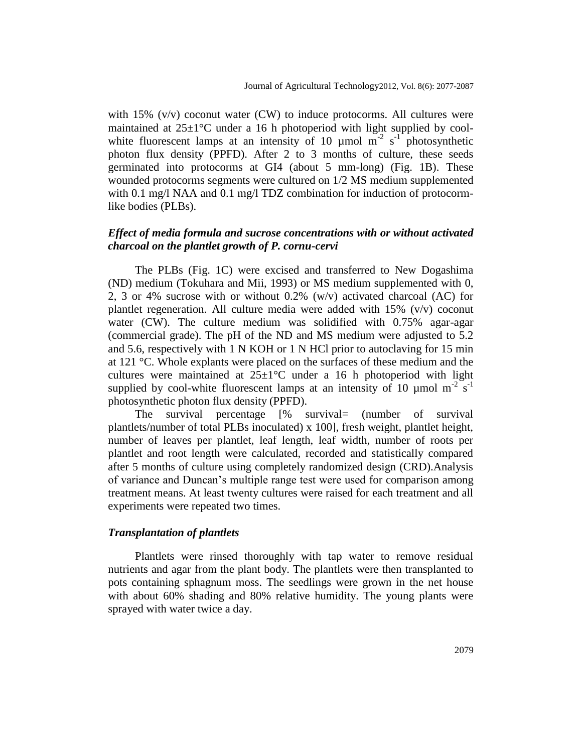with 15% (v/v) coconut water (CW) to induce protocorms. All cultures were maintained at 25±1°C under a 16 h photoperiod with light supplied by cool-white fluorescent lamps at an intensity of 10 µmol $m^{-2}$ $s^{-1}$ photosynthetic photon flux density (PPFD). After 2 to 3 months of culture, these seeds germinated into protocorms at GI4 (about 5 mm-long) (Fig. 1B). These wounded protocorms segments were cultured on 1/2 MS medium supplemented with 0.1 mg/l NAA and 0.1 mg/l TDZ combination for induction of protocorm-like bodies (PLBs).

### *Effect of media formula and sucrose concentrations with or without activated charcoal on the plantlet growth of P. cornu-cervi*

The PLBs (Fig. 1C) were excised and transferred to New Dogashima (ND) medium (Tokuhara and Mii, 1993) or MS medium supplemented with 0, 2, 3 or 4% sucrose with or without 0.2% (w/v) activated charcoal (AC) for plantlet regeneration. All culture media were added with 15% (v/v) coconut water (CW). The culture medium was solidified with 0.75% agar-agar (commercial grade). The pH of the ND and MS medium were adjusted to 5.2 and 5.6, respectively with 1 N KOH or 1 N HCl prior to autoclaving for 15 min at 121 °C. Whole explants were placed on the surfaces of these medium and the cultures were maintained at 25±1°C under a 16 h photoperiod with light supplied by cool-white fluorescent lamps at an intensity of 10 µmol $m^{-2}$ $s^{-1}$ photosynthetic photon flux density (PPFD).

The survival percentage [% survival= (number of survival plantlets/number of total PLBs inoculated) x 100], fresh weight, plantlet height, number of leaves per plantlet, leaf length, leaf width, number of roots per plantlet and root length were calculated, recorded and statistically compared after 5 months of culture using completely randomized design (CRD).Analysis of variance and Duncan's multiple range test were used for comparison among treatment means. At least twenty cultures were raised for each treatment and all experiments were repeated two times.

### *Transplantation of plantlets*

Plantlets were rinsed thoroughly with tap water to remove residual nutrients and agar from the plant body. The plantlets were then transplanted to pots containing sphagnum moss. The seedlings were grown in the net house with about 60% shading and 80% relative humidity. The young plants were sprayed with water twice a day.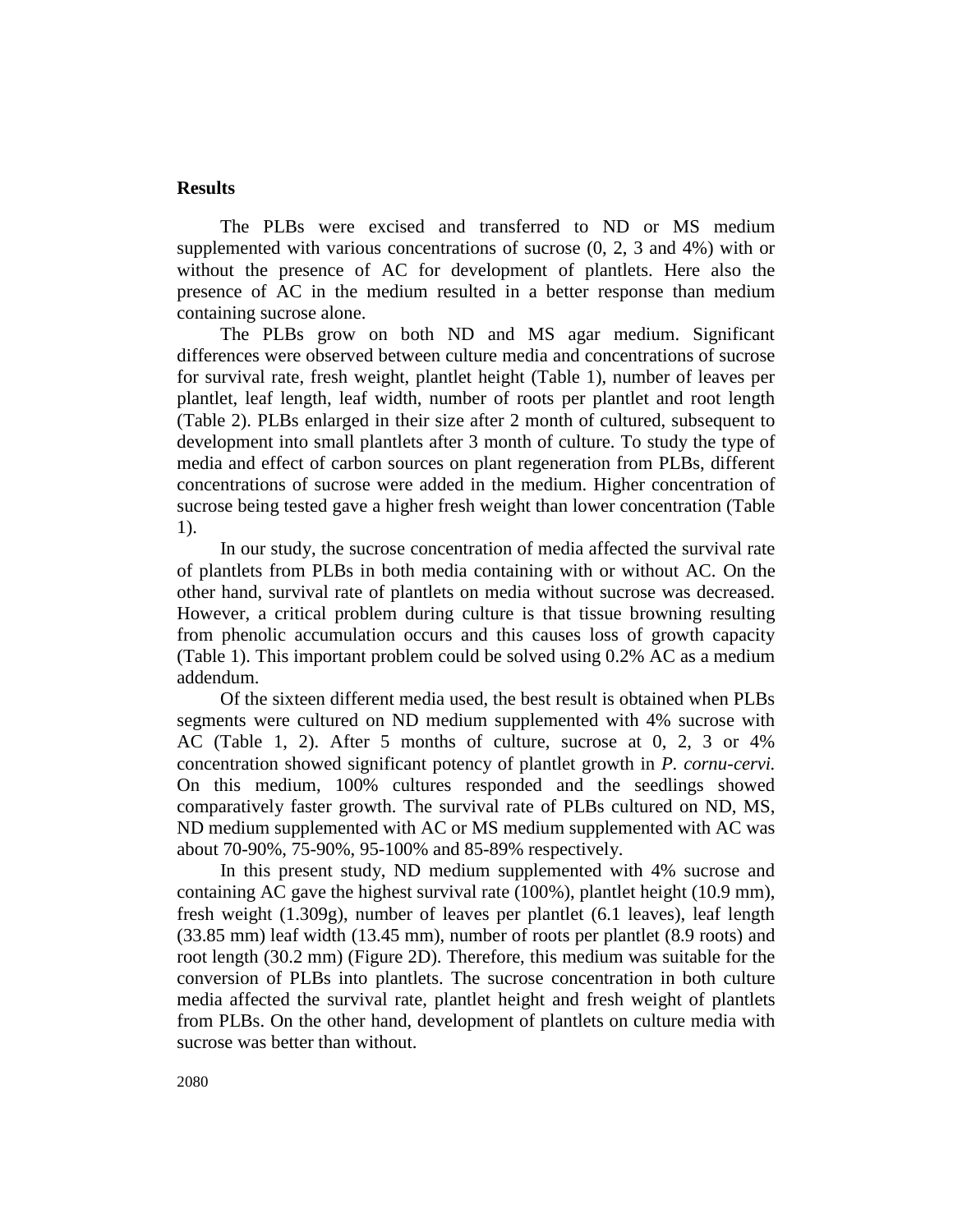## Results

The PLBs were excised and transferred to ND or MS medium supplemented with various concentrations of sucrose (0, 2, 3 and 4%) with or without the presence of AC for development of plantlets. Here also the presence of AC in the medium resulted in a better response than medium containing sucrose alone.

The PLBs grow on both ND and MS agar medium. Significant differences were observed between culture media and concentrations of sucrose for survival rate, fresh weight, plantlet height (Table 1), number of leaves per plantlet, leaf length, leaf width, number of roots per plantlet and root length (Table 2). PLBs enlarged in their size after 2 month of cultured, subsequent to development into small plantlets after 3 month of culture. To study the type of media and effect of carbon sources on plant regeneration from PLBs, different concentrations of sucrose were added in the medium. Higher concentration of sucrose being tested gave a higher fresh weight than lower concentration (Table 1).

In our study, the sucrose concentration of media affected the survival rate of plantlets from PLBs in both media containing with or without AC. On the other hand, survival rate of plantlets on media without sucrose was decreased. However, a critical problem during culture is that tissue browning resulting from phenolic accumulation occurs and this causes loss of growth capacity (Table 1). This important problem could be solved using 0.2% AC as a medium addendum.

Of the sixteen different media used, the best result is obtained when PLBs segments were cultured on ND medium supplemented with 4% sucrose with AC (Table 1, 2). After 5 months of culture, sucrose at 0, 2, 3 or 4% concentration showed significant potency of plantlet growth in *P. cornu-cervi.* On this medium, 100% cultures responded and the seedlings showed comparatively faster growth. The survival rate of PLBs cultured on ND, MS, ND medium supplemented with AC or MS medium supplemented with AC was about 70-90%, 75-90%, 95-100% and 85-89% respectively.

In this present study, ND medium supplemented with 4% sucrose and containing AC gave the highest survival rate (100%), plantlet height (10.9 mm), fresh weight (1.309g), number of leaves per plantlet (6.1 leaves), leaf length (33.85 mm) leaf width (13.45 mm), number of roots per plantlet (8.9 roots) and root length (30.2 mm) (Figure 2D). Therefore, this medium was suitable for the conversion of PLBs into plantlets. The sucrose concentration in both culture media affected the survival rate, plantlet height and fresh weight of plantlets from PLBs. On the other hand, development of plantlets on culture media with sucrose was better than without.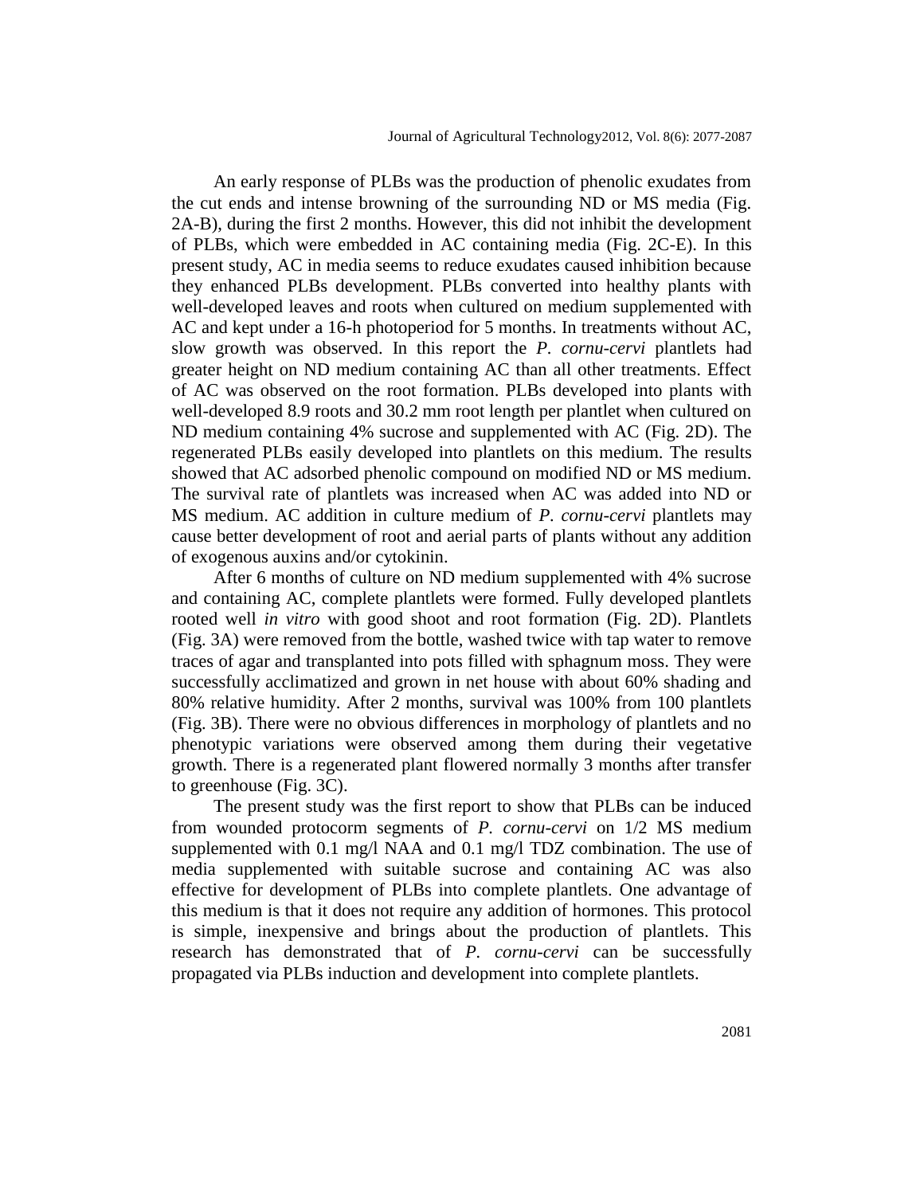An early response of PLBs was the production of phenolic exudates from the cut ends and intense browning of the surrounding ND or MS media (Fig. 2A-B), during the first 2 months. However, this did not inhibit the development of PLBs, which were embedded in AC containing media (Fig. 2C-E). In this present study, AC in media seems to reduce exudates caused inhibition because they enhanced PLBs development. PLBs converted into healthy plants with well-developed leaves and roots when cultured on medium supplemented with AC and kept under a 16-h photoperiod for 5 months. In treatments without AC, slow growth was observed. In this report the *P. cornu-cervi* plantlets had greater height on ND medium containing AC than all other treatments. Effect of AC was observed on the root formation. PLBs developed into plants with well-developed 8.9 roots and 30.2 mm root length per plantlet when cultured on ND medium containing 4% sucrose and supplemented with AC (Fig. 2D). The regenerated PLBs easily developed into plantlets on this medium. The results showed that AC adsorbed phenolic compound on modified ND or MS medium. The survival rate of plantlets was increased when AC was added into ND or MS medium. AC addition in culture medium of *P. cornu-cervi* plantlets may cause better development of root and aerial parts of plants without any addition of exogenous auxins and/or cytokinin.

After 6 months of culture on ND medium supplemented with 4% sucrose and containing AC, complete plantlets were formed. Fully developed plantlets rooted well *in vitro* with good shoot and root formation (Fig. 2D). Plantlets (Fig. 3A) were removed from the bottle, washed twice with tap water to remove traces of agar and transplanted into pots filled with sphagnum moss. They were successfully acclimatized and grown in net house with about 60% shading and 80% relative humidity. After 2 months, survival was 100% from 100 plantlets (Fig. 3B). There were no obvious differences in morphology of plantlets and no phenotypic variations were observed among them during their vegetative growth. There is a regenerated plant flowered normally 3 months after transfer to greenhouse (Fig. 3C).

The present study was the first report to show that PLBs can be induced from wounded protocorm segments of *P. cornu-cervi* on 1/2 MS medium supplemented with 0.1 mg/l NAA and 0.1 mg/l TDZ combination. The use of media supplemented with suitable sucrose and containing AC was also effective for development of PLBs into complete plantlets. One advantage of this medium is that it does not require any addition of hormones. This protocol is simple, inexpensive and brings about the production of plantlets. This research has demonstrated that of *P. cornu-cervi* can be successfully propagated via PLBs induction and development into complete plantlets.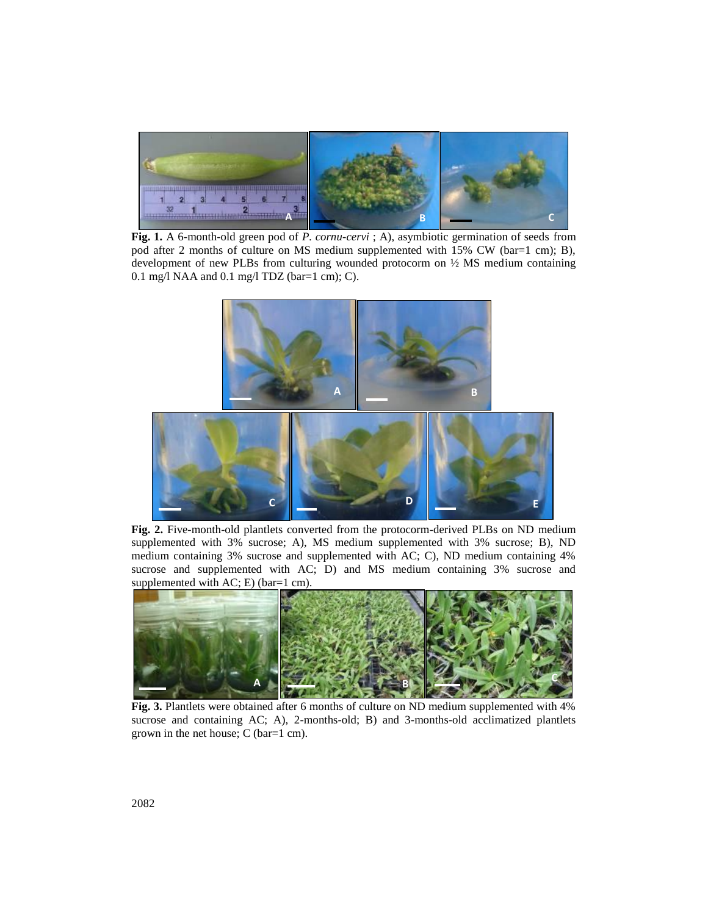**Fig. 1.** A 6-month-old green pod of *P. cornu-cervi* ; A), asymbiotic germination of seeds from pod after 2 months of culture on MS medium supplemented with 15% CW (bar=1 cm); B), development of new PLBs from culturing wounded protocorm on ½ MS medium containing 0.1 mg/l NAA and 0.1 mg/l TDZ (bar=1 cm); C).

**Fig. 2.** Five-month-old plantlets converted from the protocorm-derived PLBs on ND medium supplemented with 3% sucrose; A), MS medium supplemented with 3% sucrose; B), ND medium containing 3% sucrose and supplemented with AC; C), ND medium containing 4% sucrose and supplemented with AC; D) and MS medium containing 3% sucrose and supplemented with AC; E) (bar=1 cm).

**Fig. 3.** Plantlets were obtained after 6 months of culture on ND medium supplemented with 4% sucrose and containing AC; A), 2-months-old; B) and 3-months-old acclimatized plantlets grown in the net house; C (bar=1 cm).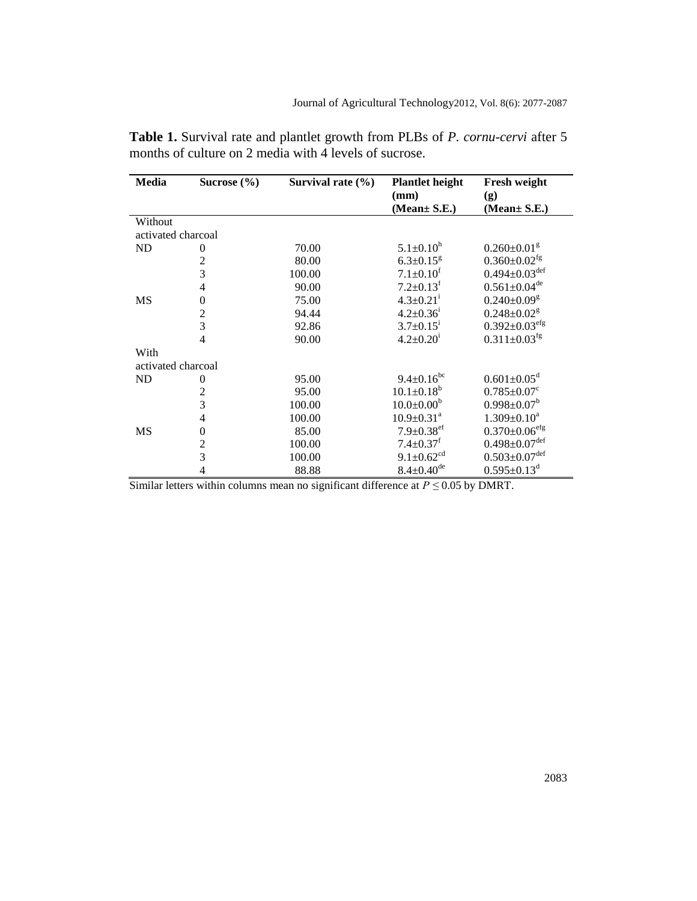**Table 1.** Survival rate and plantlet growth from PLBs of *P. cornu-cervi* after 5 months of culture on 2 media with 4 levels of sucrose.

| Media | Sucrose (%) | Survival rate (%) | Plantlet height (mm) (Mean± S.E.) | Fresh weight (g) (Mean± S.E.) |
|---|---|---|---|---|
| Without activated charcoal | | | | |
| ND | 0 | 70.00 | $5.1{\pm}0.10^{h}$ | $0.260{\pm}0.01^{g}$ |
| | 2 | 80.00 | $6.3{\pm}0.15^{g}$ | $0.360{\pm}0.02^{fg}$ |
| | 3 | 100.00 | $7.1{\pm}0.10^{f}$ | $0.494{\pm}0.03^{def}$ |
| | 4 | 90.00 | $7.2{\pm}0.13^{f}$ | $0.561{\pm}0.04^{de}$ |
| MS | 0 | 75.00 | $4.3{\pm}0.21^{i}$ | $0.240{\pm}0.09^{g}$ |
| | 2 | 94.44 | $4.2{\pm}0.36^{i}$ | $0.248{\pm}0.02^{g}$ |
| | 3 | 92.86 | $3.7{\pm}0.15^{i}$ | $0.392{\pm}0.03^{efg}$ |
| | 4 | 90.00 | $4.2{\pm}0.20^{i}$ | $0.311{\pm}0.03^{fg}$ |
| With activated charcoal | | | | |
| ND | 0 | 95.00 | $9.4{\pm}0.16^{bc}$ | $0.601{\pm}0.05^{d}$ |
| | 2 | 95.00 | $10.1{\pm}0.18^{b}$ | $0.785{\pm}0.07^{c}$ |
| | 3 | 100.00 | $10.0{\pm}0.00^{b}$ | $0.998{\pm}0.07^{b}$ |
| | 4 | 100.00 | $10.9{\pm}0.31^{a}$ | $1.309{\pm}0.10^{a}$ |
| MS | 0 | 85.00 | $7.9{\pm}0.38^{ef}$ | $0.370{\pm}0.06^{efg}$ |
| | 2 | 100.00 | $7.4{\pm}0.37^{f}$ | $0.498{\pm}0.07^{def}$ |
| | 3 | 100.00 | $9.1{\pm}0.62^{cd}$ | $0.503{\pm}0.07^{def}$ |
| | 4 | 88.88 | $8.4{\pm}0.40^{de}$ | $0.595{\pm}0.13^{d}$ |

Similar letters within columns mean no significant difference at $P \leq 0.05$ by DMRT.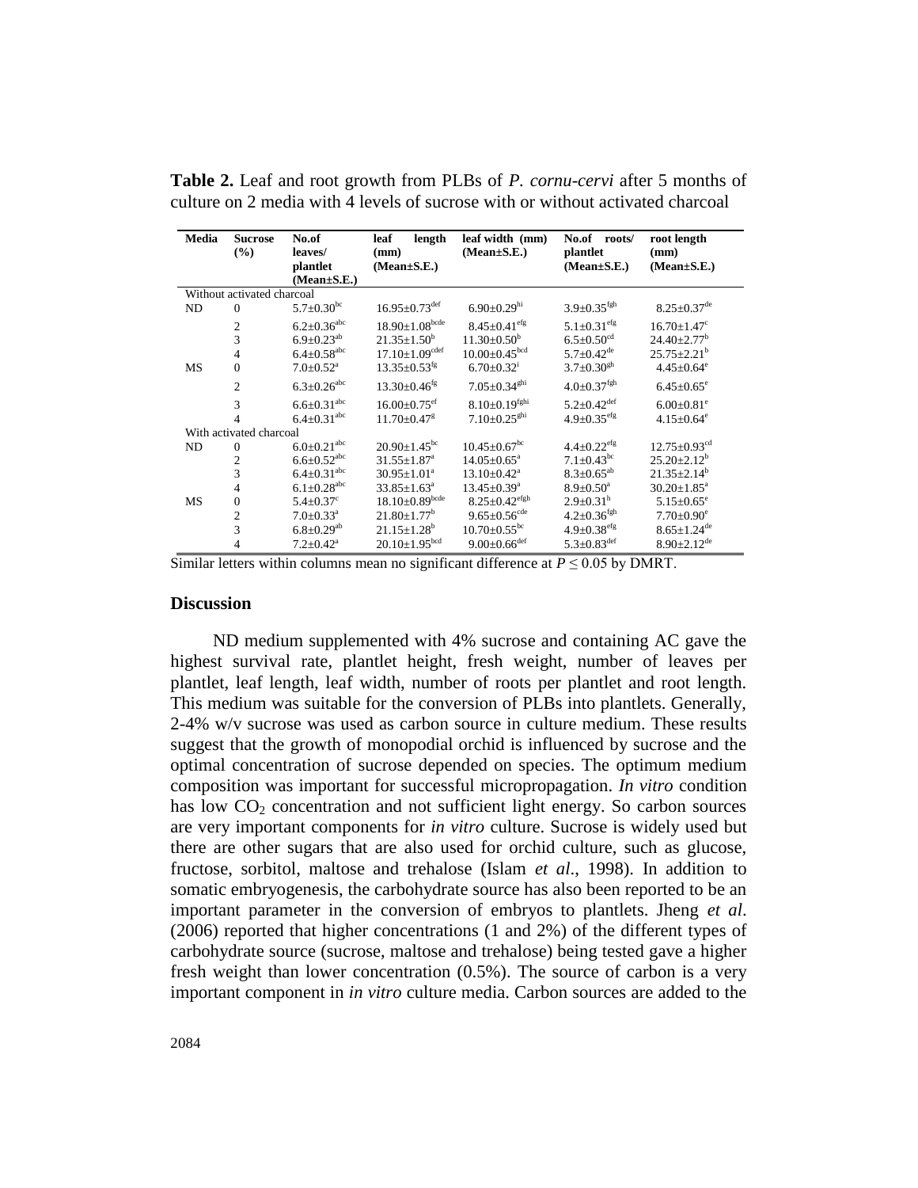**Table 2.** Leaf and root growth from PLBs of *P. cornu-cervi* after 5 months of culture on 2 media with 4 levels of sucrose with or without activated charcoal

| Media | Sucrose (%) | No.of leaves/ plantlet (Mean±S.E.) | leaf length (mm) (Mean±S.E.) | leaf width (mm) (Mean±S.E.) | No.of roots/ plantlet (Mean±S.E.) | root length (mm) (Mean±S.E.) |
|---|---|---|---|---|---|---|
| Without activated charcoal | | | | | | |
| ND | 0 | 5.7±0.30$^{bc}$ | 16.95±0.73$^{def}$ | 6.90±0.29$^{hi}$ | 3.9±0.35$^{fgh}$ | 8.25±0.37$^{de}$ |
| | 2 | 6.2±0.36$^{abc}$ | 18.90±1.08$^{bcde}$ | 8.45±0.41$^{efg}$ | 5.1±0.31$^{efg}$ | 16.70±1.47$^{c}$ |
| | 3 | 6.9±0.23$^{ab}$ | 21.35±1.50$^{b}$ | 11.30±0.50$^{b}$ | 6.5±0.50$^{cd}$ | 24.40±2.77$^{b}$ |
| | 4 | 6.4±0.58$^{abc}$ | 17.10±1.09$^{cdef}$ | 10.00±0.45$^{bcd}$ | 5.7±0.42$^{de}$ | 25.75±2.21$^{b}$ |
| MS | 0 | 7.0±0.52$^{a}$ | 13.35±0.53$^{fg}$ | 6.70±0.32$^{i}$ | 3.7±0.30$^{gh}$ | 4.45±0.64$^{e}$ |
| | 2 | 6.3±0.26$^{abc}$ | 13.30±0.46$^{fg}$ | 7.05±0.34$^{ghi}$ | 4.0±0.37$^{fgh}$ | 6.45±0.65$^{e}$ |
| | 3 | 6.6±0.31$^{abc}$ | 16.00±0.75$^{ef}$ | 8.10±0.19$^{fghi}$ | 5.2±0.42$^{def}$ | 6.00±0.81$^{e}$ |
| | 4 | 6.4±0.31$^{abc}$ | 11.70±0.47$^{g}$ | 7.10±0.25$^{ghi}$ | 4.9±0.35$^{efg}$ | 4.15±0.64$^{e}$ |
| With activated charcoal | | | | | | |
| ND | 0 | 6.0±0.21$^{abc}$ | 20.90±1.45$^{bc}$ | 10.45±0.67$^{bc}$ | 4.4±0.22$^{efg}$ | 12.75±0.93$^{cd}$ |
| | 2 | 6.6±0.52$^{abc}$ | 31.55±1.87$^{a}$ | 14.05±0.65$^{a}$ | 7.1±0.43$^{bc}$ | 25.20±2.12$^{b}$ |
| | 3 | 6.4±0.31$^{abc}$ | 30.95±1.01$^{a}$ | 13.10±0.42$^{a}$ | 8.3±0.65$^{ab}$ | 21.35±2.14$^{b}$ |
| | 4 | 6.1±0.28$^{abc}$ | 33.85±1.63$^{a}$ | 13.45±0.39$^{a}$ | 8.9±0.50$^{a}$ | 30.20±1.85$^{a}$ |
| MS | 0 | 5.4±0.37$^{c}$ | 18.10±0.89$^{bcde}$ | 8.25±0.42$^{efgh}$ | 2.9±0.31$^{h}$ | 5.15±0.65$^{e}$ |
| | 2 | 7.0±0.33$^{a}$ | 21.80±1.77$^{b}$ | 9.65±0.56$^{cde}$ | 4.2±0.36$^{fgh}$ | 7.70±0.90$^{e}$ |
| | 3 | 6.8±0.29$^{ab}$ | 21.15±1.28$^{b}$ | 10.70±0.55$^{bc}$ | 4.9±0.38$^{efg}$ | 8.65±1.24$^{de}$ |
| | 4 | 7.2±0.42$^{a}$ | 20.10±1.95$^{bcd}$ | 9.00±0.66$^{def}$ | 5.3±0.83$^{def}$ | 8.90±2.12$^{de}$ |

Similar letters within columns mean no significant difference at $P \leq 0.05$ by DMRT.

## Discussion

ND medium supplemented with 4% sucrose and containing AC gave the highest survival rate, plantlet height, fresh weight, number of leaves per plantlet, leaf length, leaf width, number of roots per plantlet and root length. This medium was suitable for the conversion of PLBs into plantlets. Generally, 2-4% w/v sucrose was used as carbon source in culture medium. These results suggest that the growth of monopodial orchid is influenced by sucrose and the optimal concentration of sucrose depended on species. The optimum medium composition was important for successful micropropagation. *In vitro* condition has low $CO_2$ concentration and not sufficient light energy. So carbon sources are very important components for *in vitro* culture. Sucrose is widely used but there are other sugars that are also used for orchid culture, such as glucose, fructose, sorbitol, maltose and trehalose (Islam *et al*., 1998). In addition to somatic embryogenesis, the carbohydrate source has also been reported to be an important parameter in the conversion of embryos to plantlets. Jheng *et al*. (2006) reported that higher concentrations (1 and 2%) of the different types of carbohydrate source (sucrose, maltose and trehalose) being tested gave a higher fresh weight than lower concentration (0.5%). The source of carbon is a very important component in *in vitro* culture media. Carbon sources are added to the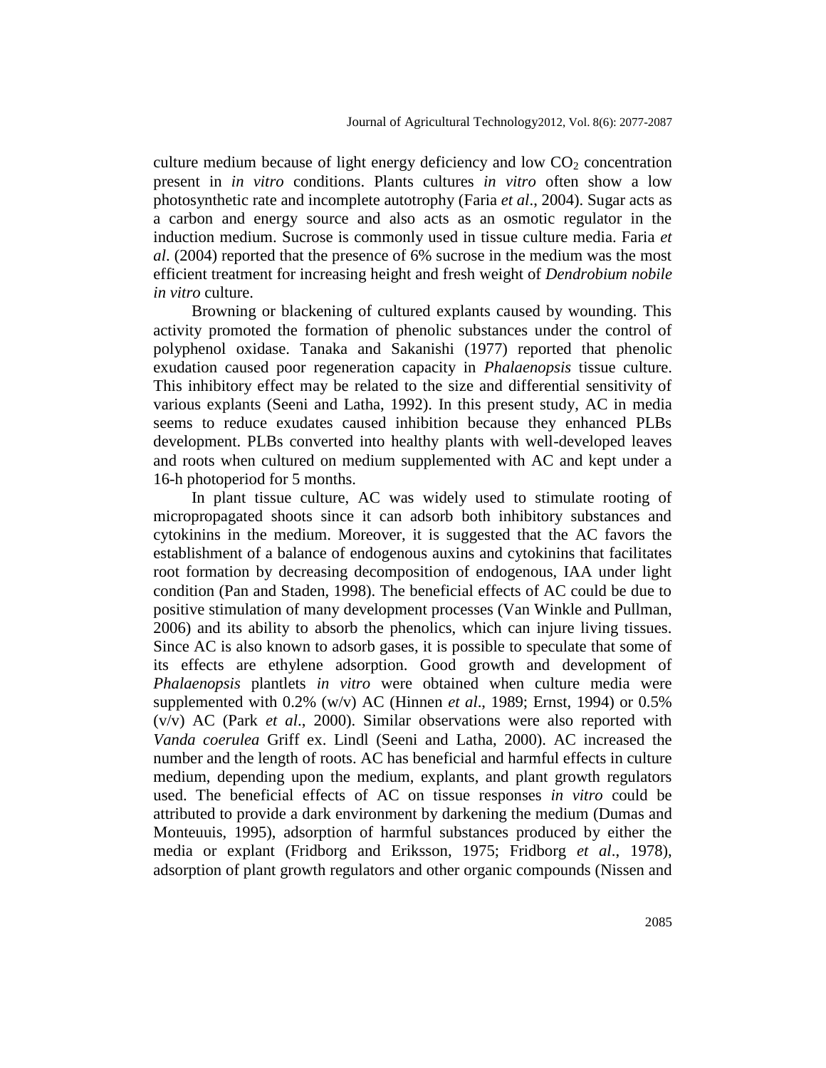culture medium because of light energy deficiency and low $CO_2$ concentration present in *in vitro* conditions. Plants cultures *in vitro* often show a low photosynthetic rate and incomplete autotrophy (Faria *et al*., 2004). Sugar acts as a carbon and energy source and also acts as an osmotic regulator in the induction medium. Sucrose is commonly used in tissue culture media. Faria *et al*. (2004) reported that the presence of 6% sucrose in the medium was the most efficient treatment for increasing height and fresh weight of *Dendrobium nobile in vitro* culture.

Browning or blackening of cultured explants caused by wounding. This activity promoted the formation of phenolic substances under the control of polyphenol oxidase. Tanaka and Sakanishi (1977) reported that phenolic exudation caused poor regeneration capacity in *Phalaenopsis* tissue culture. This inhibitory effect may be related to the size and differential sensitivity of various explants (Seeni and Latha, 1992). In this present study, AC in media seems to reduce exudates caused inhibition because they enhanced PLBs development. PLBs converted into healthy plants with well-developed leaves and roots when cultured on medium supplemented with AC and kept under a 16-h photoperiod for 5 months.

In plant tissue culture, AC was widely used to stimulate rooting of micropropagated shoots since it can adsorb both inhibitory substances and cytokinins in the medium. Moreover, it is suggested that the AC favors the establishment of a balance of endogenous auxins and cytokinins that facilitates root formation by decreasing decomposition of endogenous, IAA under light condition (Pan and Staden, 1998). The beneficial effects of AC could be due to positive stimulation of many development processes (Van Winkle and Pullman, 2006) and its ability to absorb the phenolics, which can injure living tissues. Since AC is also known to adsorb gases, it is possible to speculate that some of its effects are ethylene adsorption. Good growth and development of *Phalaenopsis* plantlets *in vitro* were obtained when culture media were supplemented with 0.2% (w/v) AC (Hinnen *et al*., 1989; Ernst, 1994) or 0.5% (v/v) AC (Park *et al*., 2000). Similar observations were also reported with *Vanda coerulea* Griff ex. Lindl (Seeni and Latha, 2000). AC increased the number and the length of roots. AC has beneficial and harmful effects in culture medium, depending upon the medium, explants, and plant growth regulators used. The beneficial effects of AC on tissue responses *in vitro* could be attributed to provide a dark environment by darkening the medium (Dumas and Monteuuis, 1995), adsorption of harmful substances produced by either the media or explant (Fridborg and Eriksson, 1975; Fridborg *et al*., 1978), adsorption of plant growth regulators and other organic compounds (Nissen and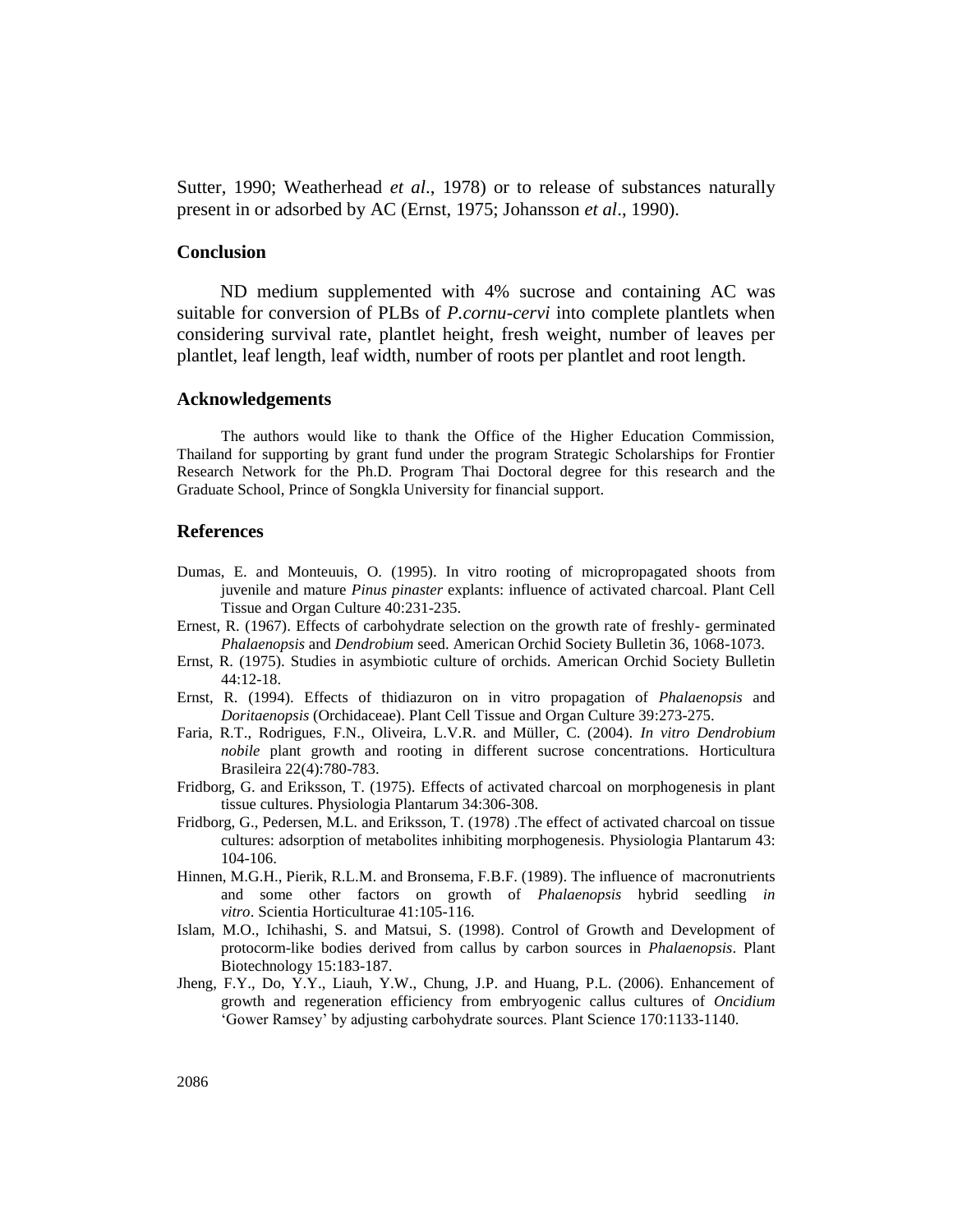Sutter, 1990; Weatherhead *et al*., 1978) or to release of substances naturally present in or adsorbed by AC (Ernst, 1975; Johansson *et al*., 1990).

## Conclusion

ND medium supplemented with 4% sucrose and containing AC was suitable for conversion of PLBs of *P.cornu-cervi* into complete plantlets when considering survival rate, plantlet height, fresh weight, number of leaves per plantlet, leaf length, leaf width, number of roots per plantlet and root length.

## Acknowledgements

The authors would like to thank the Office of the Higher Education Commission, Thailand for supporting by grant fund under the program Strategic Scholarships for Frontier Research Network for the Ph.D. Program Thai Doctoral degree for this research and the Graduate School, Prince of Songkla University for financial support.

## References

Dumas, E. and Monteuuis, O. (1995). In vitro rooting of micropropagated shoots from juvenile and mature *Pinus pinaster* explants: influence of activated charcoal. Plant Cell Tissue and Organ Culture 40:231-235.

Ernest, R. (1967). Effects of carbohydrate selection on the growth rate of freshly- germinated *Phalaenopsis* and *Dendrobium* seed. American Orchid Society Bulletin 36, 1068-1073.

Ernst, R. (1975). Studies in asymbiotic culture of orchids. American Orchid Society Bulletin 44:12-18.

Ernst, R. (1994). Effects of thidiazuron on in vitro propagation of *Phalaenopsis* and *Doritaenopsis* (Orchidaceae). Plant Cell Tissue and Organ Culture 39:273-275.

Faria, R.T., Rodrigues, F.N., Oliveira, L.V.R. and Müller, C. (2004). *In vitro Dendrobium nobile* plant growth and rooting in different sucrose concentrations. Horticultura Brasileira 22(4):780-783.

Fridborg, G. and Eriksson, T. (1975). Effects of activated charcoal on morphogenesis in plant tissue cultures. Physiologia Plantarum 34:306-308.

Fridborg, G., Pedersen, M.L. and Eriksson, T. (1978) .The effect of activated charcoal on tissue cultures: adsorption of metabolites inhibiting morphogenesis. Physiologia Plantarum 43: 104-106.

Hinnen, M.G.H., Pierik, R.L.M. and Bronsema, F.B.F. (1989). The influence of macronutrients and some other factors on growth of *Phalaenopsis* hybrid seedling *in vitro*. Scientia Horticulturae 41:105-116.

Islam, M.O., Ichihashi, S. and Matsui, S. (1998). Control of Growth and Development of protocorm-like bodies derived from callus by carbon sources in *Phalaenopsis*. Plant Biotechnology 15:183-187.

Jheng, F.Y., Do, Y.Y., Liauh, Y.W., Chung, J.P. and Huang, P.L. (2006). Enhancement of growth and regeneration efficiency from embryogenic callus cultures of *Oncidium* 'Gower Ramsey' by adjusting carbohydrate sources. Plant Science 170:1133-1140.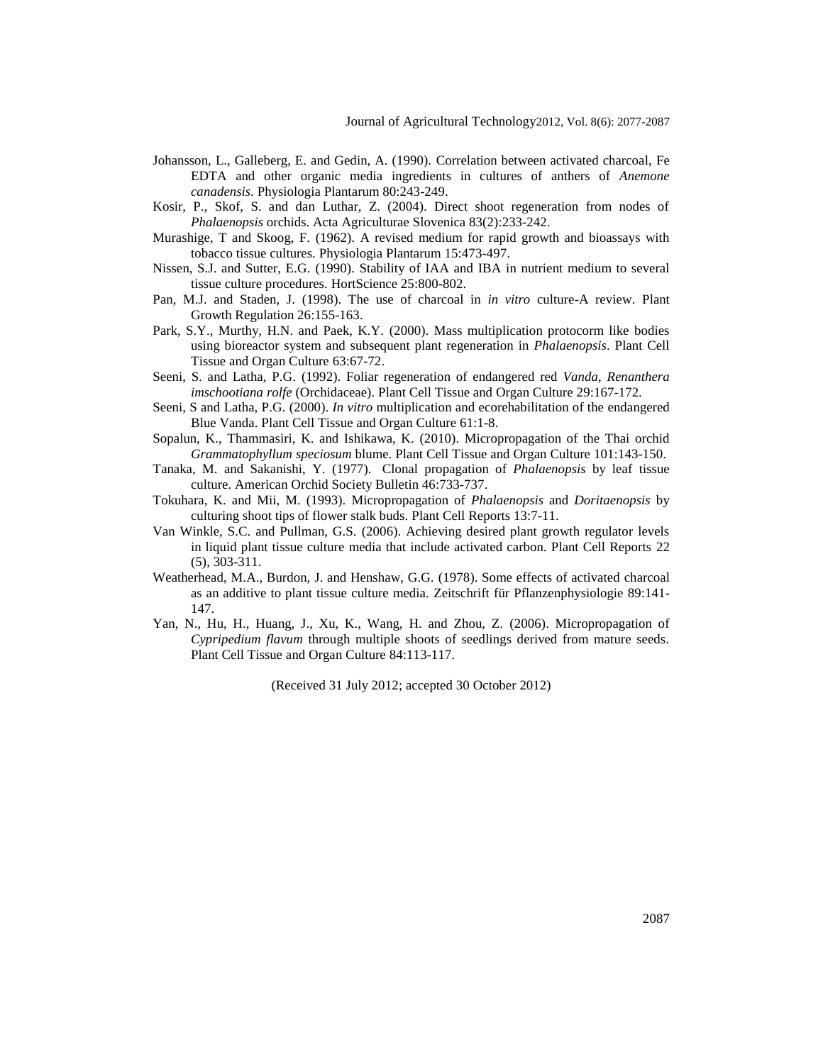Johansson, L., Galleberg, E. and Gedin, A. (1990). Correlation between activated charcoal, Fe EDTA and other organic media ingredients in cultures of anthers of *Anemone canadensis*. Physiologia Plantarum 80:243-249.

Kosir, P., Skof, S. and dan Luthar, Z. (2004). Direct shoot regeneration from nodes of *Phalaenopsis* orchids. Acta Agriculturae Slovenica 83(2):233-242.

Murashige, T and Skoog, F. (1962). A revised medium for rapid growth and bioassays with tobacco tissue cultures. Physiologia Plantarum 15:473-497.

Nissen, S.J. and Sutter, E.G. (1990). Stability of IAA and IBA in nutrient medium to several tissue culture procedures. HortScience 25:800-802.

Pan, M.J. and Staden, J. (1998). The use of charcoal in *in vitro* culture-A review. Plant Growth Regulation 26:155-163.

Park, S.Y., Murthy, H.N. and Paek, K.Y. (2000). Mass multiplication protocorm like bodies using bioreactor system and subsequent plant regeneration in *Phalaenopsis*. Plant Cell Tissue and Organ Culture 63:67-72.

Seeni, S. and Latha, P.G. (1992). Foliar regeneration of endangered red *Vanda*, *Renanthera imschootiana rolfe* (Orchidaceae). Plant Cell Tissue and Organ Culture 29:167-172.

Seeni, S and Latha, P.G. (2000). *In vitro* multiplication and ecorehabilitation of the endangered Blue Vanda. Plant Cell Tissue and Organ Culture 61:1-8.

Sopalun, K., Thammasiri, K. and Ishikawa, K. (2010). Micropropagation of the Thai orchid *Grammatophyllum speciosum* blume. Plant Cell Tissue and Organ Culture 101:143-150.

Tanaka, M. and Sakanishi, Y. (1977). Clonal propagation of *Phalaenopsis* by leaf tissue culture. American Orchid Society Bulletin 46:733-737.

Tokuhara, K. and Mii, M. (1993). Micropropagation of *Phalaenopsis* and *Doritaenopsis* by culturing shoot tips of flower stalk buds. Plant Cell Reports 13:7-11.

Van Winkle, S.C. and Pullman, G.S. (2006). Achieving desired plant growth regulator levels in liquid plant tissue culture media that include activated carbon. Plant Cell Reports 22 (5), 303-311.

Weatherhead, M.A., Burdon, J. and Henshaw, G.G. (1978). Some effects of activated charcoal as an additive to plant tissue culture media. Zeitschrift für Pflanzenphysiologie 89:141-147.

Yan, N., Hu, H., Huang, J., Xu, K., Wang, H. and Zhou, Z. (2006). Micropropagation of *Cypripedium flavum* through multiple shoots of seedlings derived from mature seeds. Plant Cell Tissue and Organ Culture 84:113-117.

(Received 31 July 2012; accepted 30 October 2012)